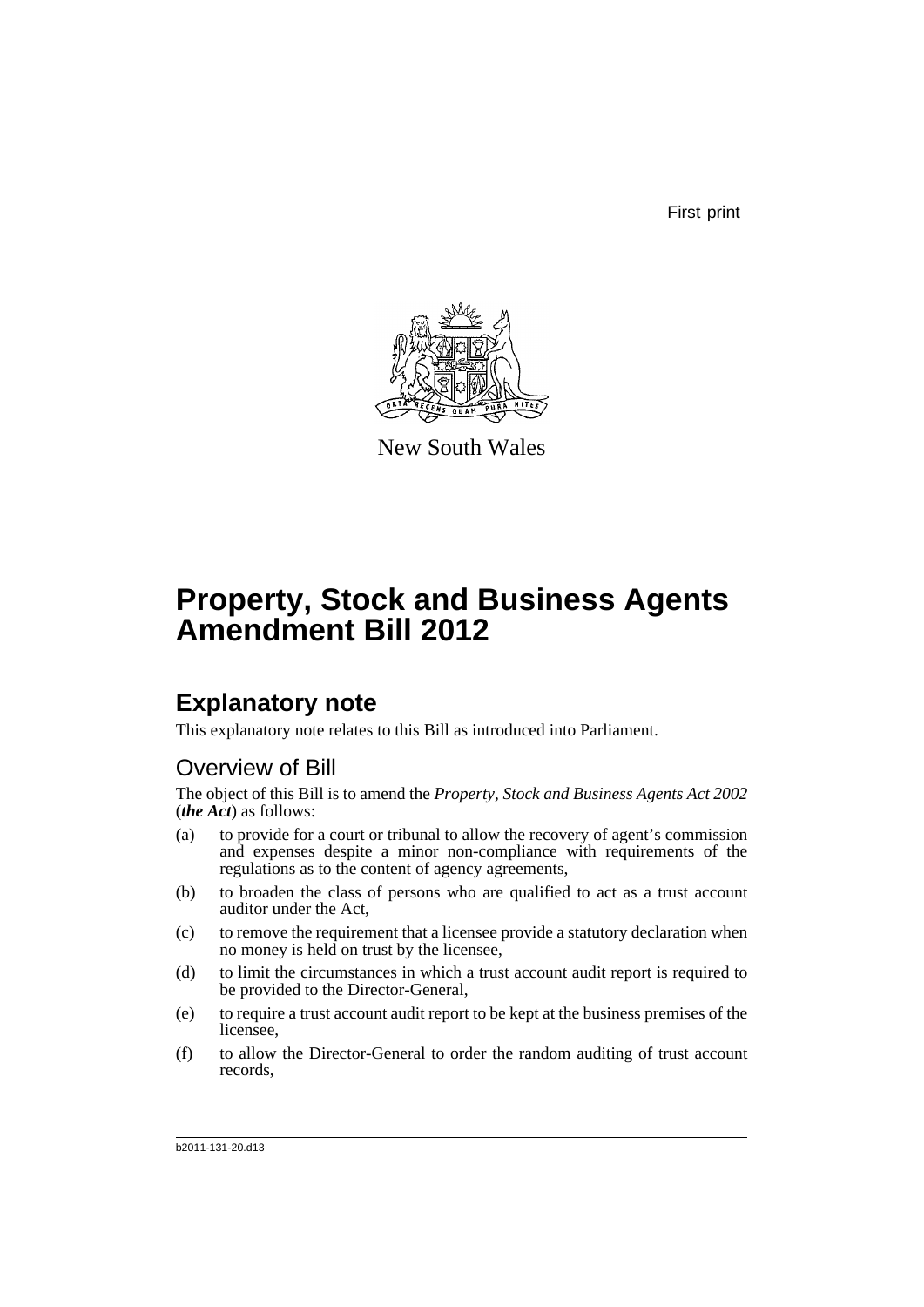First print

New South Wales

# Property, Stock and Business Agents Amendment Bill 2012

## Explanatory note

This explanatory note relates to this Bill as introduced into Parliament.

### Overview of Bill

The object of this Bill is to amend the *Property, Stock and Business Agents Act 2002* (***the Act***) as follows:

(a) to provide for a court or tribunal to allow the recovery of agent's commission and expenses despite a minor non-compliance with requirements of the regulations as to the content of agency agreements,

(b) to broaden the class of persons who are qualified to act as a trust account auditor under the Act,

(c) to remove the requirement that a licensee provide a statutory declaration when no money is held on trust by the licensee,

(d) to limit the circumstances in which a trust account audit report is required to be provided to the Director-General,

(e) to require a trust account audit report to be kept at the business premises of the licensee,

(f) to allow the Director-General to order the random auditing of trust account records,

b2011-131-20.d13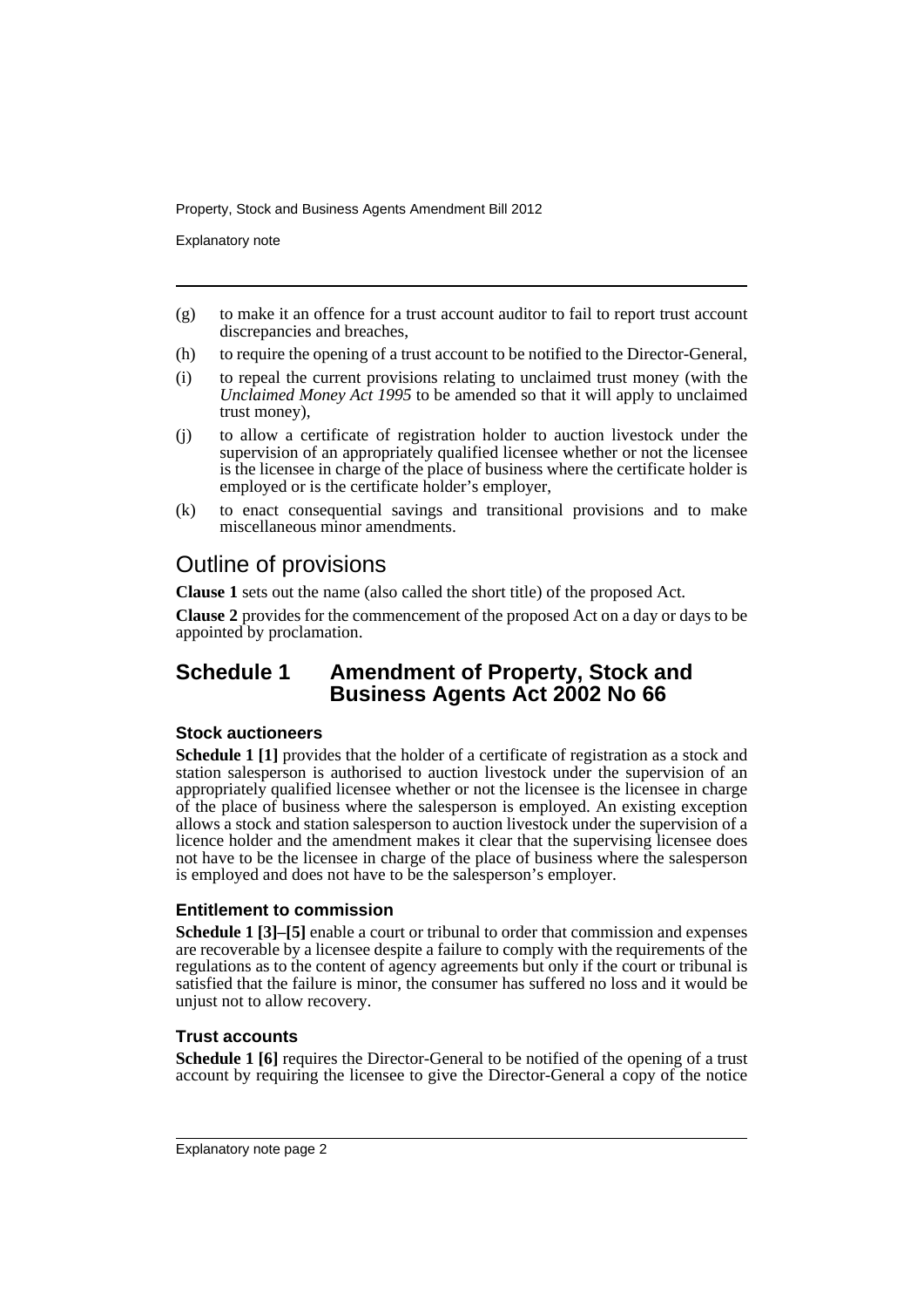(g) to make it an offence for a trust account auditor to fail to report trust account discrepancies and breaches,

(h) to require the opening of a trust account to be notified to the Director-General,

(i) to repeal the current provisions relating to unclaimed trust money (with the *Unclaimed Money Act 1995* to be amended so that it will apply to unclaimed trust money),

(j) to allow a certificate of registration holder to auction livestock under the supervision of an appropriately qualified licensee whether or not the licensee is the licensee in charge of the place of business where the certificate holder is employed or is the certificate holder's employer,

(k) to enact consequential savings and transitional provisions and to make miscellaneous minor amendments.

## Outline of provisions

**Clause 1** sets out the name (also called the short title) of the proposed Act.

**Clause 2** provides for the commencement of the proposed Act on a day or days to be appointed by proclamation.

## Schedule 1 Amendment of Property, Stock and Business Agents Act 2002 No 66

### Stock auctioneers

**Schedule 1 [1]** provides that the holder of a certificate of registration as a stock and station salesperson is authorised to auction livestock under the supervision of an appropriately qualified licensee whether or not the licensee is the licensee in charge of the place of business where the salesperson is employed. An existing exception allows a stock and station salesperson to auction livestock under the supervision of a licence holder and the amendment makes it clear that the supervising licensee does not have to be the licensee in charge of the place of business where the salesperson is employed and does not have to be the salesperson's employer.

### Entitlement to commission

**Schedule 1 [3]–[5]** enable a court or tribunal to order that commission and expenses are recoverable by a licensee despite a failure to comply with the requirements of the regulations as to the content of agency agreements but only if the court or tribunal is satisfied that the failure is minor, the consumer has suffered no loss and it would be unjust not to allow recovery.

### Trust accounts

**Schedule 1 [6]** requires the Director-General to be notified of the opening of a trust account by requiring the licensee to give the Director-General a copy of the notice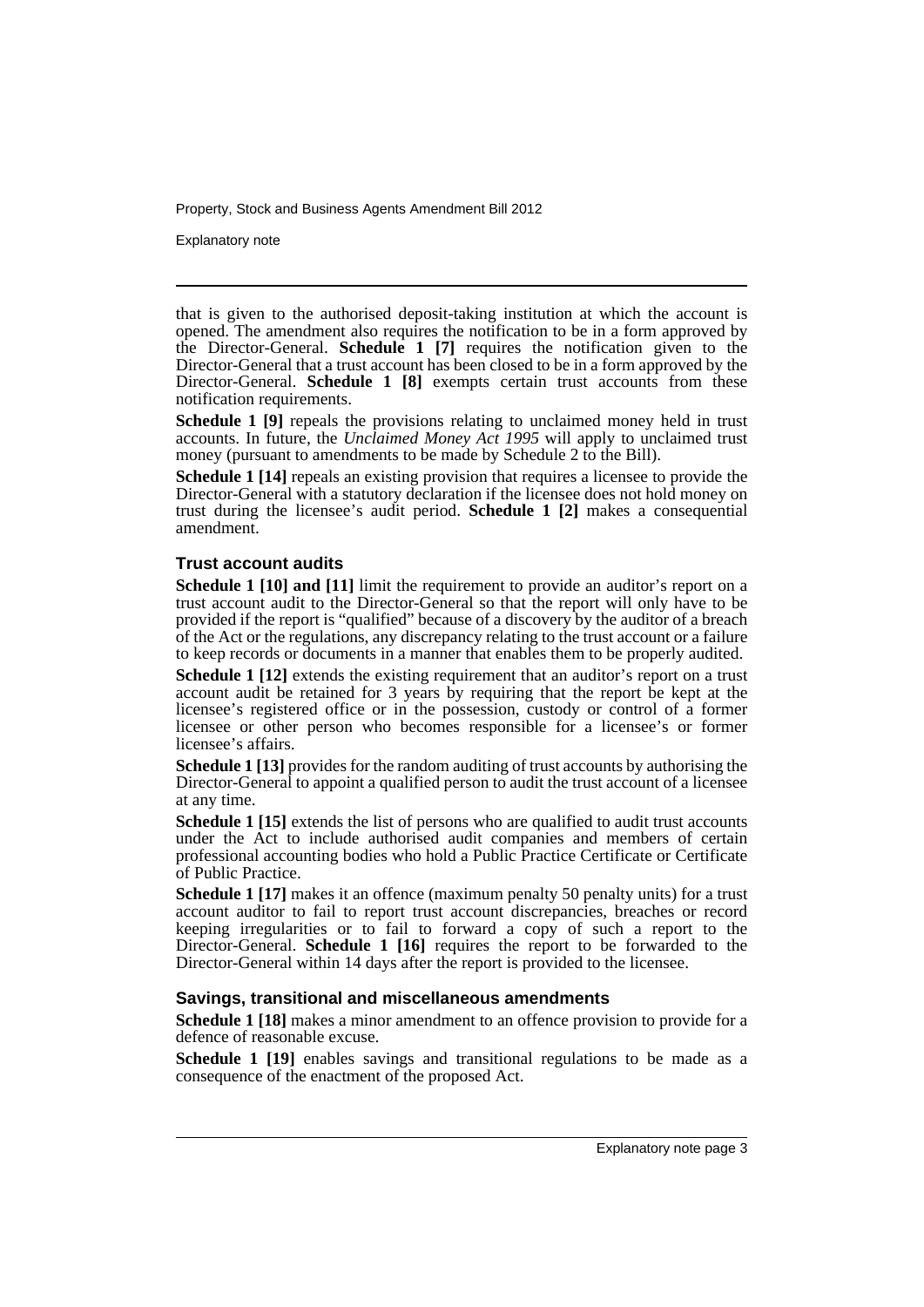that is given to the authorised deposit-taking institution at which the account is opened. The amendment also requires the notification to be in a form approved by the Director-General. **Schedule 1 [7]** requires the notification given to the Director-General that a trust account has been closed to be in a form approved by the Director-General. **Schedule 1 [8]** exempts certain trust accounts from these notification requirements.

**Schedule 1 [9]** repeals the provisions relating to unclaimed money held in trust accounts. In future, the *Unclaimed Money Act 1995* will apply to unclaimed trust money (pursuant to amendments to be made by Schedule 2 to the Bill).

**Schedule 1 [14]** repeals an existing provision that requires a licensee to provide the Director-General with a statutory declaration if the licensee does not hold money on trust during the licensee's audit period. **Schedule 1 [2]** makes a consequential amendment.

### Trust account audits

**Schedule 1 [10] and [11]** limit the requirement to provide an auditor's report on a trust account audit to the Director-General so that the report will only have to be provided if the report is "qualified" because of a discovery by the auditor of a breach of the Act or the regulations, any discrepancy relating to the trust account or a failure to keep records or documents in a manner that enables them to be properly audited.

**Schedule 1 [12]** extends the existing requirement that an auditor's report on a trust account audit be retained for 3 years by requiring that the report be kept at the licensee's registered office or in the possession, custody or control of a former licensee or other person who becomes responsible for a licensee's or former licensee's affairs.

**Schedule 1 [13]** provides for the random auditing of trust accounts by authorising the Director-General to appoint a qualified person to audit the trust account of a licensee at any time.

**Schedule 1 [15]** extends the list of persons who are qualified to audit trust accounts under the Act to include authorised audit companies and members of certain professional accounting bodies who hold a Public Practice Certificate or Certificate of Public Practice.

**Schedule 1 [17]** makes it an offence (maximum penalty 50 penalty units) for a trust account auditor to fail to report trust account discrepancies, breaches or record keeping irregularities or to fail to forward a copy of such a report to the Director-General. **Schedule 1 [16]** requires the report to be forwarded to the Director-General within 14 days after the report is provided to the licensee.

### Savings, transitional and miscellaneous amendments

**Schedule 1 [18]** makes a minor amendment to an offence provision to provide for a defence of reasonable excuse.

**Schedule 1 [19]** enables savings and transitional regulations to be made as a consequence of the enactment of the proposed Act.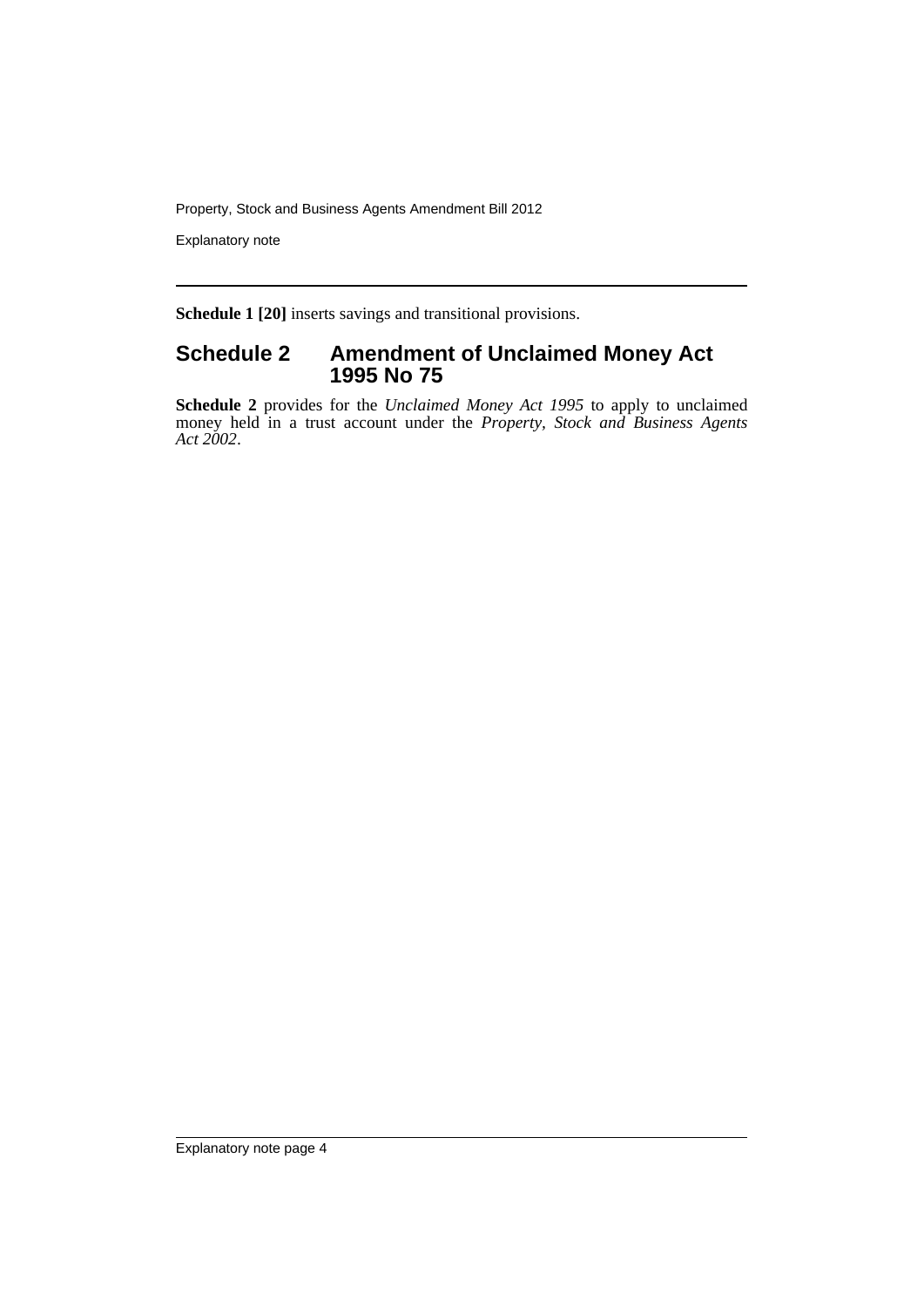**Schedule 1 [20]** inserts savings and transitional provisions.

## Schedule 2 Amendment of Unclaimed Money Act 1995 No 75

**Schedule 2** provides for the *Unclaimed Money Act 1995* to apply to unclaimed money held in a trust account under the *Property, Stock and Business Agents Act 2002*.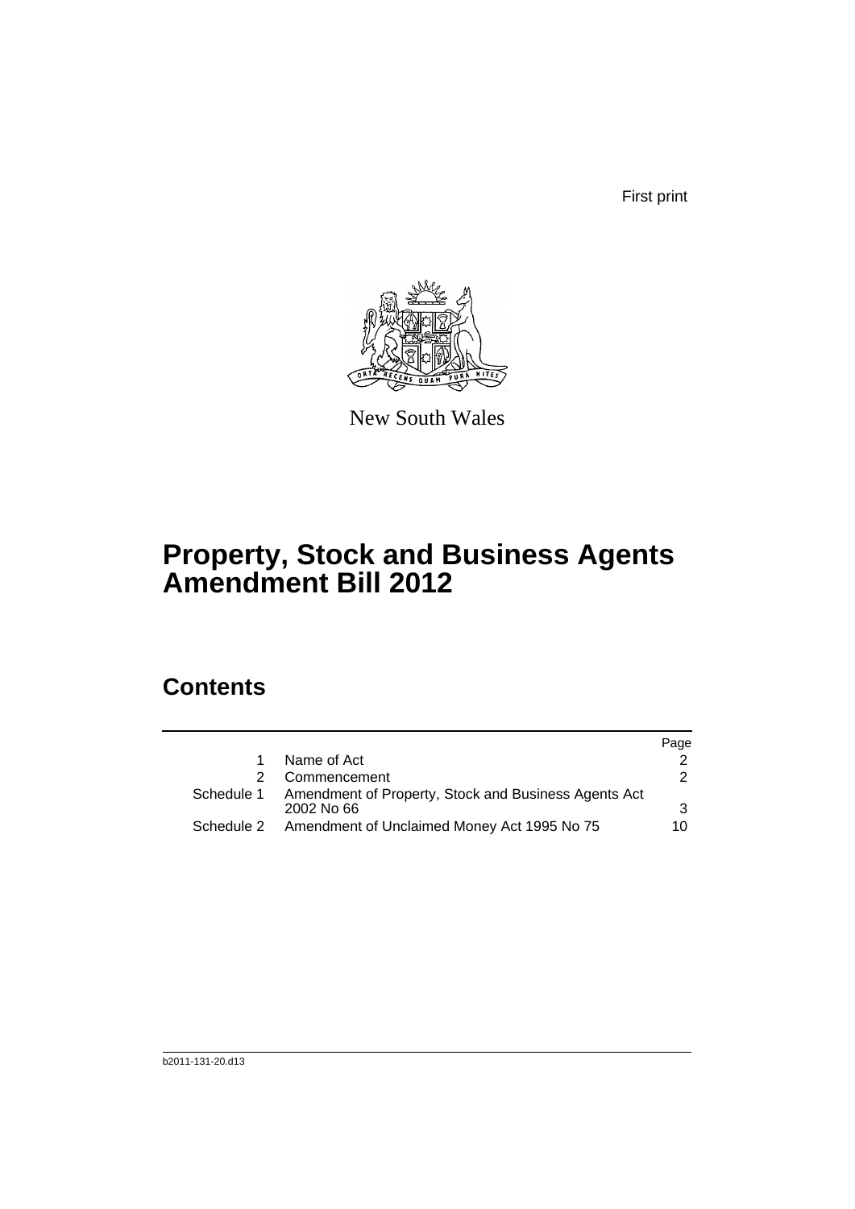First print

New South Wales

# Property, Stock and Business Agents Amendment Bill 2012

## Contents

| | | Page |
|---|---|---|
| 1 | Name of Act | 2 |
| 2 | Commencement | 2 |
| Schedule 1 | Amendment of Property, Stock and Business Agents Act 2002 No 66 | 3 |
| Schedule 2 | Amendment of Unclaimed Money Act 1995 No 75 | 10 |

b2011-131-20.d13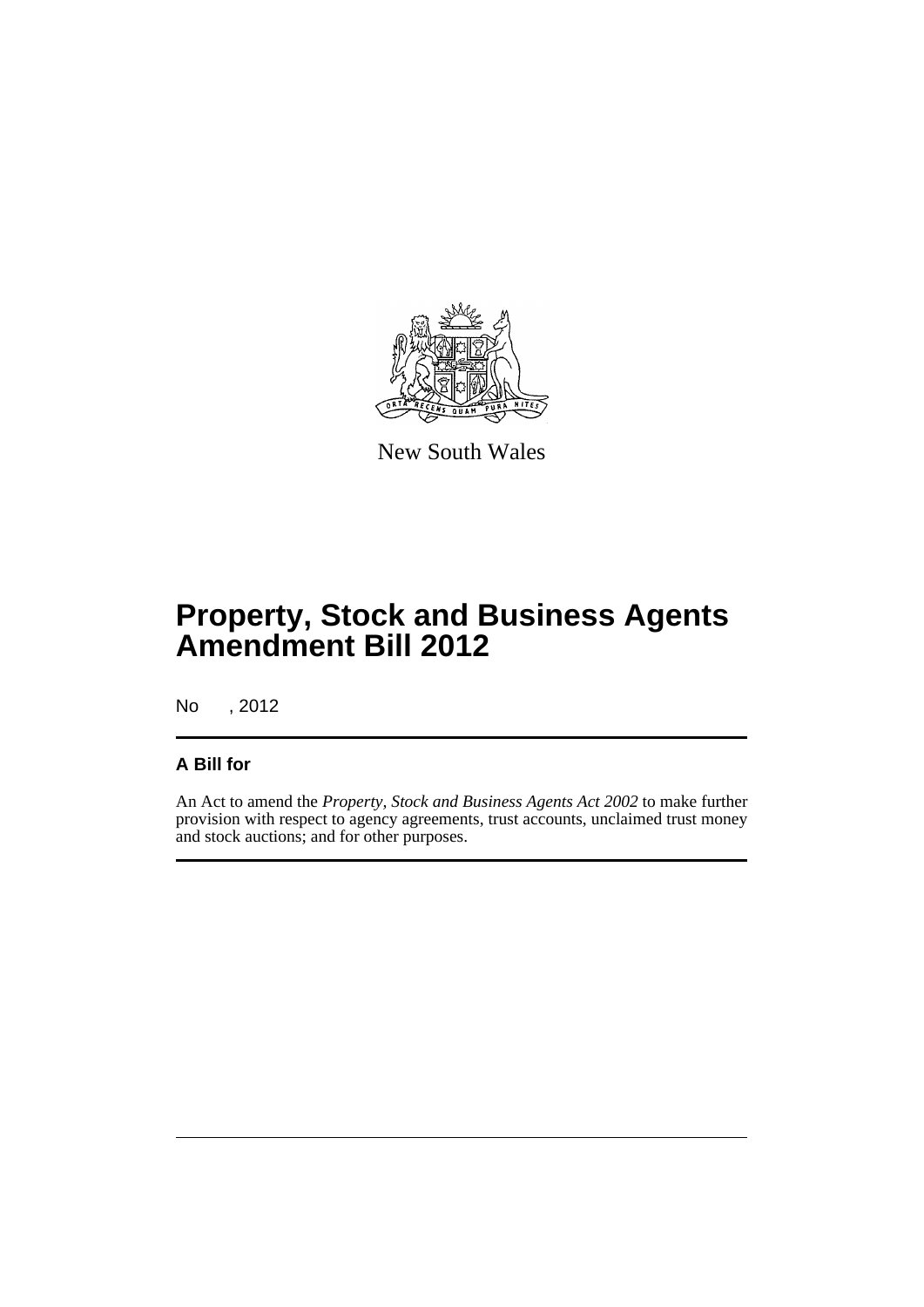New South Wales

# Property, Stock and Business Agents Amendment Bill 2012

No , 2012

## A Bill for

An Act to amend the *Property, Stock and Business Agents Act 2002* to make further provision with respect to agency agreements, trust accounts, unclaimed trust money and stock auctions; and for other purposes.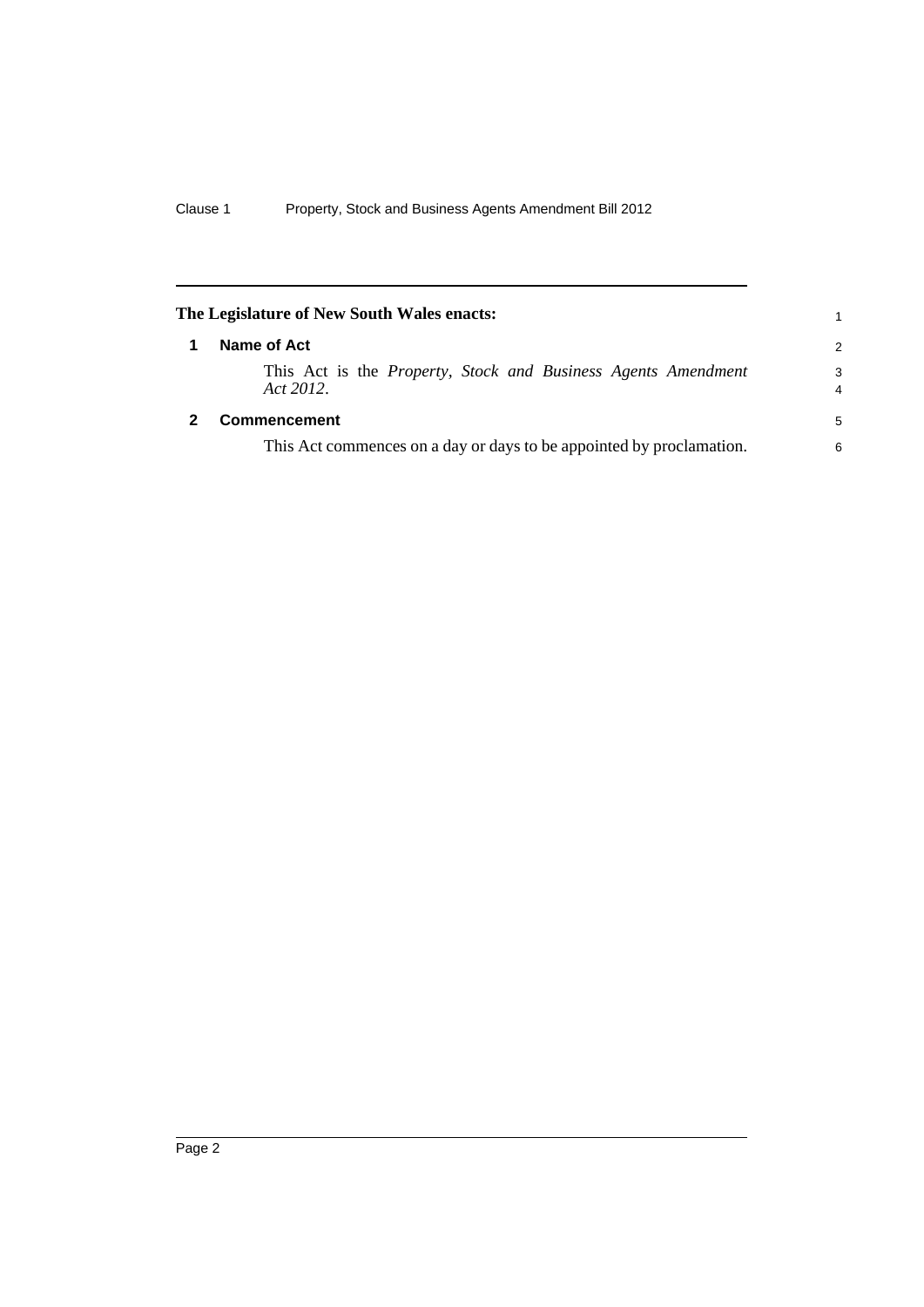**The Legislature of New South Wales enacts:**

## 1 Name of Act

This Act is the *Property, Stock and Business Agents Amendment Act 2012*.

## 2 Commencement

This Act commences on a day or days to be appointed by proclamation.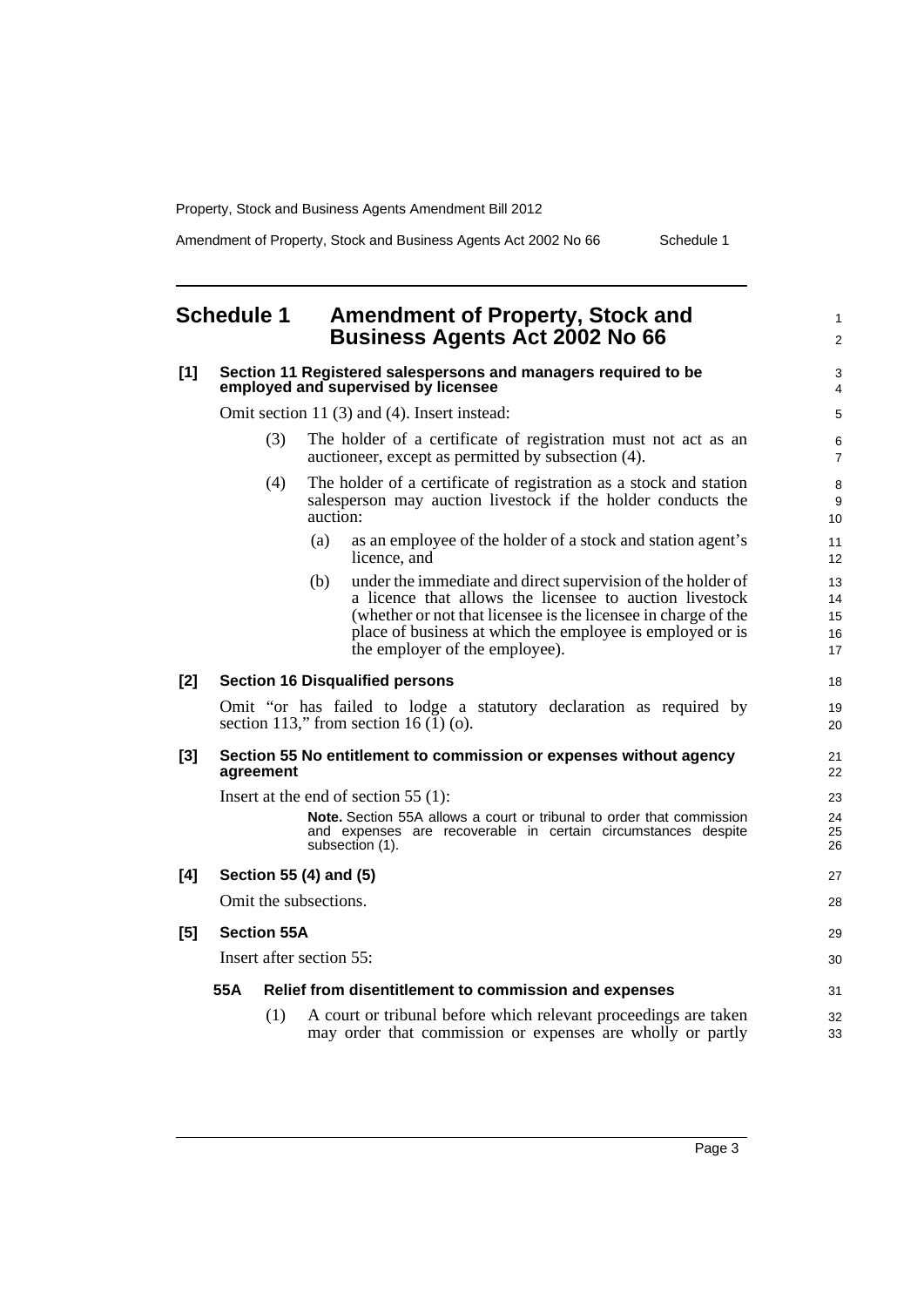## Schedule 1 Amendment of Property, Stock and Business Agents Act 2002 No 66

**[1] Section 11 Registered salespersons and managers required to be employed and supervised by licensee**

Omit section 11 (3) and (4). Insert instead:

(3) The holder of a certificate of registration must not act as an auctioneer, except as permitted by subsection (4).

(4) The holder of a certificate of registration as a stock and station salesperson may auction livestock if the holder conducts the auction:

(a) as an employee of the holder of a stock and station agent's licence, and

(b) under the immediate and direct supervision of the holder of a licence that allows the licensee to auction livestock (whether or not that licensee is the licensee in charge of the place of business at which the employee is employed or is the employer of the employee).

**[2] Section 16 Disqualified persons**

Omit "or has failed to lodge a statutory declaration as required by section 113," from section 16 (1) (o).

**[3] Section 55 No entitlement to commission or expenses without agency agreement**

Insert at the end of section 55 (1):

**Note.** Section 55A allows a court or tribunal to order that commission and expenses are recoverable in certain circumstances despite subsection (1).

**[4] Section 55 (4) and (5)**

Omit the subsections.

**[5] Section 55A**

Insert after section 55:

**55A Relief from disentitlement to commission and expenses**

(1) A court or tribunal before which relevant proceedings are taken may order that commission or expenses are wholly or partly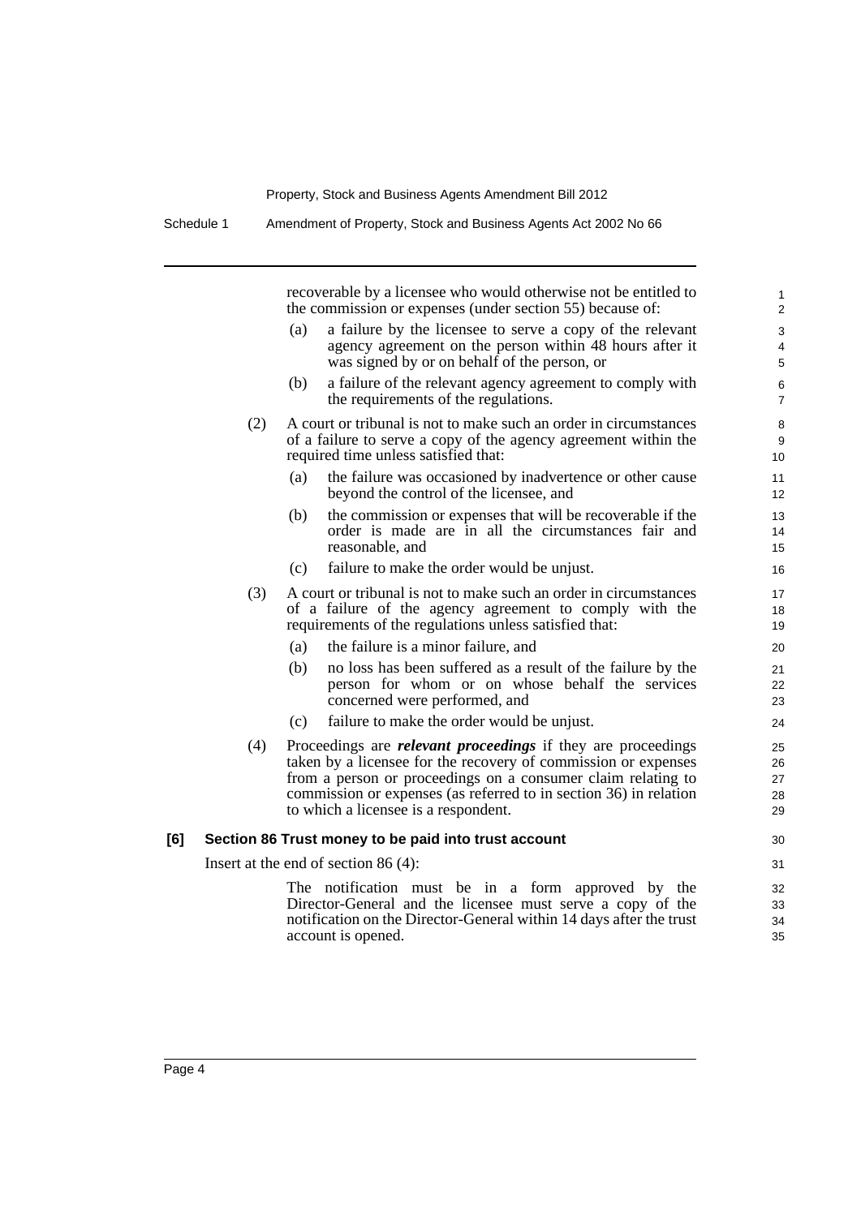recoverable by a licensee who would otherwise not be entitled to the commission or expenses (under section 55) because of:

(a) a failure by the licensee to serve a copy of the relevant agency agreement on the person within 48 hours after it was signed by or on behalf of the person, or

(b) a failure of the relevant agency agreement to comply with the requirements of the regulations.

(2) A court or tribunal is not to make such an order in circumstances of a failure to serve a copy of the agency agreement within the required time unless satisfied that:

(a) the failure was occasioned by inadvertence or other cause beyond the control of the licensee, and

(b) the commission or expenses that will be recoverable if the order is made are in all the circumstances fair and reasonable, and

(c) failure to make the order would be unjust.

(3) A court or tribunal is not to make such an order in circumstances of a failure of the agency agreement to comply with the requirements of the regulations unless satisfied that:

(a) the failure is a minor failure, and

(b) no loss has been suffered as a result of the failure by the person for whom or on whose behalf the services concerned were performed, and

(c) failure to make the order would be unjust.

(4) Proceedings are ***relevant proceedings*** if they are proceedings taken by a licensee for the recovery of commission or expenses from a person or proceedings on a consumer claim relating to commission or expenses (as referred to in section 36) in relation to which a licensee is a respondent.

**[6] Section 86 Trust money to be paid into trust account**

Insert at the end of section 86 (4):

The notification must be in a form approved by the Director-General and the licensee must serve a copy of the notification on the Director-General within 14 days after the trust account is opened.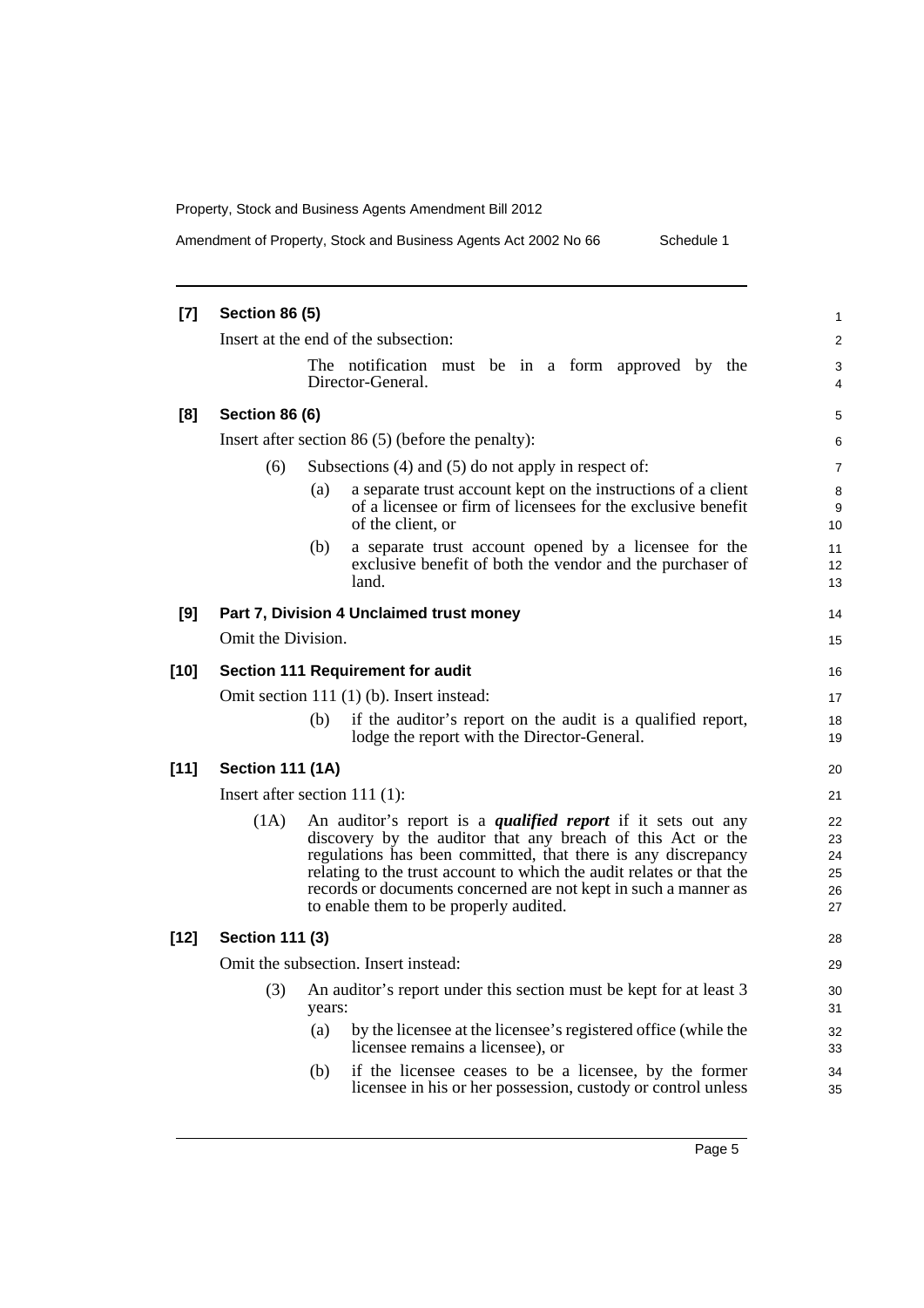**[7] Section 86 (5)**

Insert at the end of the subsection:

> The notification must be in a form approved by the Director-General.

**[8] Section 86 (6)**

Insert after section 86 (5) (before the penalty):

> (6) Subsections (4) and (5) do not apply in respect of:
>
> (a) a separate trust account kept on the instructions of a client of a licensee or firm of licensees for the exclusive benefit of the client, or
>
> (b) a separate trust account opened by a licensee for the exclusive benefit of both the vendor and the purchaser of land.

**[9] Part 7, Division 4 Unclaimed trust money**

Omit the Division.

**[10] Section 111 Requirement for audit**

Omit section 111 (1) (b). Insert instead:

> (b) if the auditor's report on the audit is a qualified report, lodge the report with the Director-General.

**[11] Section 111 (1A)**

Insert after section 111 (1):

> (1A) An auditor's report is a ***qualified report*** if it sets out any discovery by the auditor that any breach of this Act or the regulations has been committed, that there is any discrepancy relating to the trust account to which the audit relates or that the records or documents concerned are not kept in such a manner as to enable them to be properly audited.

**[12] Section 111 (3)**

Omit the subsection. Insert instead:

> (3) An auditor's report under this section must be kept for at least 3 years:
>
> (a) by the licensee at the licensee's registered office (while the licensee remains a licensee), or
>
> (b) if the licensee ceases to be a licensee, by the former licensee in his or her possession, custody or control unless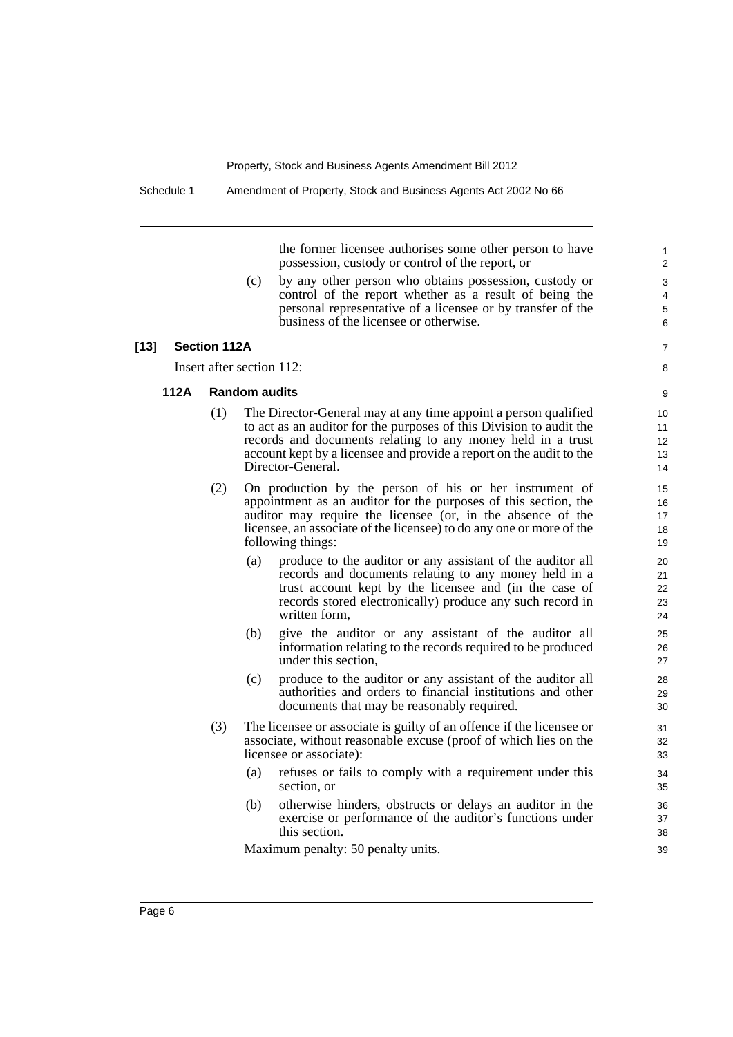the former licensee authorises some other person to have possession, custody or control of the report, or

(c) by any other person who obtains possession, custody or control of the report whether as a result of being the personal representative of a licensee or by transfer of the business of the licensee or otherwise.

### [13] Section 112A

Insert after section 112:

#### 112A Random audits

(1) The Director-General may at any time appoint a person qualified to act as an auditor for the purposes of this Division to audit the records and documents relating to any money held in a trust account kept by a licensee and provide a report on the audit to the Director-General.

(2) On production by the person of his or her instrument of appointment as an auditor for the purposes of this section, the auditor may require the licensee (or, in the absence of the licensee, an associate of the licensee) to do any one or more of the following things:

(a) produce to the auditor or any assistant of the auditor all records and documents relating to any money held in a trust account kept by the licensee and (in the case of records stored electronically) produce any such record in written form,

(b) give the auditor or any assistant of the auditor all information relating to the records required to be produced under this section,

(c) produce to the auditor or any assistant of the auditor all authorities and orders to financial institutions and other documents that may be reasonably required.

(3) The licensee or associate is guilty of an offence if the licensee or associate, without reasonable excuse (proof of which lies on the licensee or associate):

(a) refuses or fails to comply with a requirement under this section, or

(b) otherwise hinders, obstructs or delays an auditor in the exercise or performance of the auditor's functions under this section.

Maximum penalty: 50 penalty units.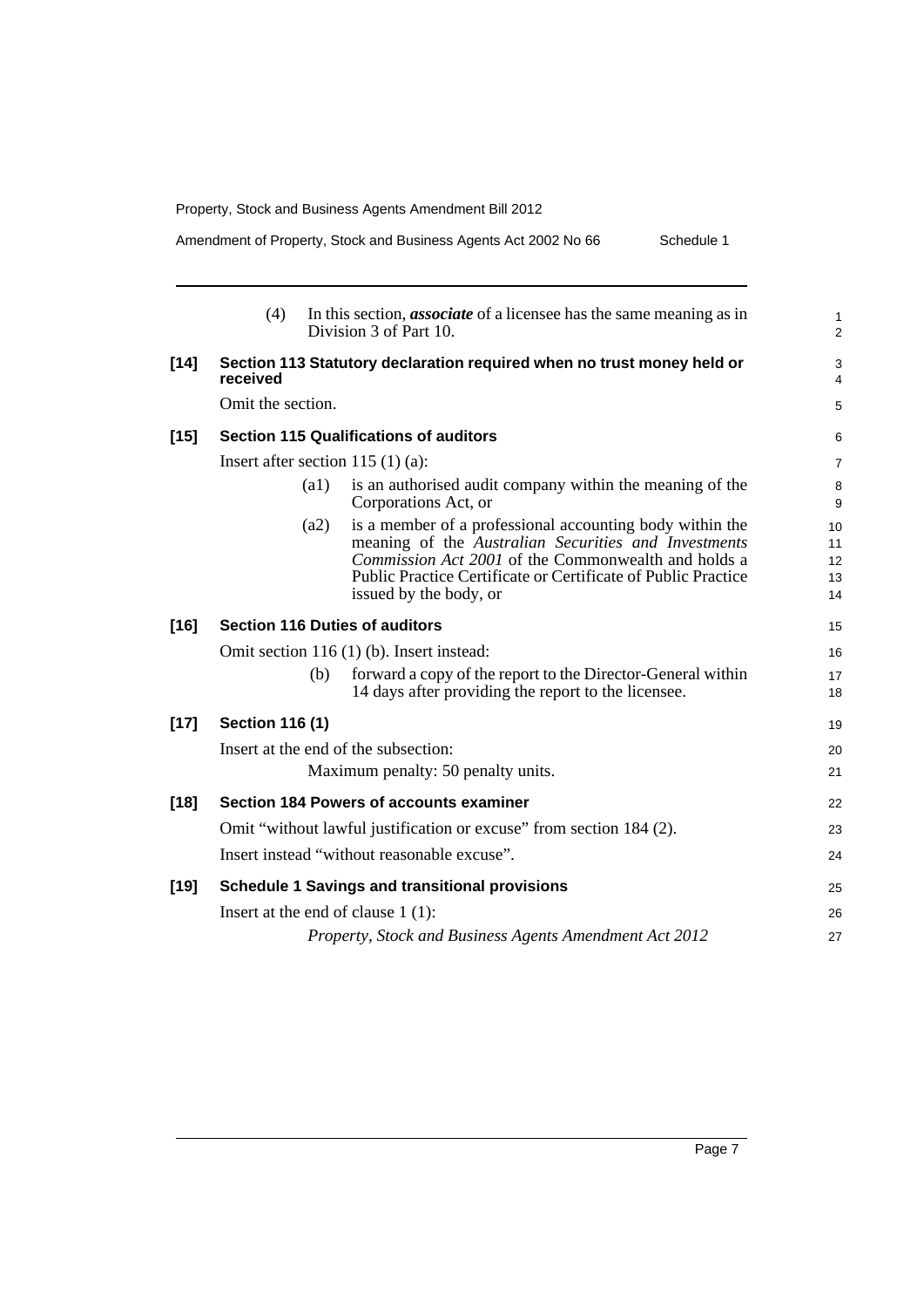(4) In this section, ***associate*** of a licensee has the same meaning as in Division 3 of Part 10.

**[14] Section 113 Statutory declaration required when no trust money held or received**

Omit the section.

**[15] Section 115 Qualifications of auditors**

Insert after section 115 (1) (a):

(a1) is an authorised audit company within the meaning of the Corporations Act, or

(a2) is a member of a professional accounting body within the meaning of the *Australian Securities and Investments Commission Act 2001* of the Commonwealth and holds a Public Practice Certificate or Certificate of Public Practice issued by the body, or

**[16] Section 116 Duties of auditors**

Omit section 116 (1) (b). Insert instead:

(b) forward a copy of the report to the Director-General within 14 days after providing the report to the licensee.

**[17] Section 116 (1)**

Insert at the end of the subsection:

Maximum penalty: 50 penalty units.

**[18] Section 184 Powers of accounts examiner**

Omit "without lawful justification or excuse" from section 184 (2).

Insert instead "without reasonable excuse".

**[19] Schedule 1 Savings and transitional provisions**

Insert at the end of clause 1 (1):

*Property, Stock and Business Agents Amendment Act 2012*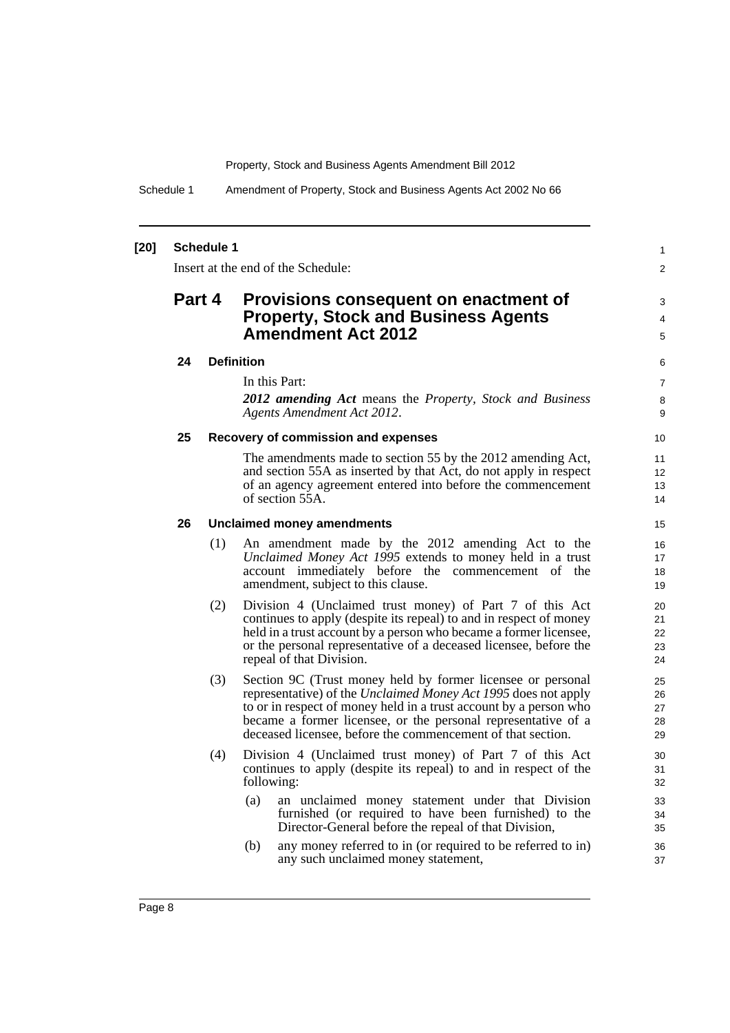**[20] Schedule 1**

Insert at the end of the Schedule:

## Part 4 Provisions consequent on enactment of Property, Stock and Business Agents Amendment Act 2012

### 24 Definition

In this Part:

***2012 amending Act*** means the *Property, Stock and Business Agents Amendment Act 2012*.

### 25 Recovery of commission and expenses

The amendments made to section 55 by the 2012 amending Act, and section 55A as inserted by that Act, do not apply in respect of an agency agreement entered into before the commencement of section 55A.

### 26 Unclaimed money amendments

(1) An amendment made by the 2012 amending Act to the *Unclaimed Money Act 1995* extends to money held in a trust account immediately before the commencement of the amendment, subject to this clause.

(2) Division 4 (Unclaimed trust money) of Part 7 of this Act continues to apply (despite its repeal) to and in respect of money held in a trust account by a person who became a former licensee, or the personal representative of a deceased licensee, before the repeal of that Division.

(3) Section 9C (Trust money held by former licensee or personal representative) of the *Unclaimed Money Act 1995* does not apply to or in respect of money held in a trust account by a person who became a former licensee, or the personal representative of a deceased licensee, before the commencement of that section.

(4) Division 4 (Unclaimed trust money) of Part 7 of this Act continues to apply (despite its repeal) to and in respect of the following:

- (a) an unclaimed money statement under that Division furnished (or required to have been furnished) to the Director-General before the repeal of that Division,
- (b) any money referred to in (or required to be referred to in) any such unclaimed money statement,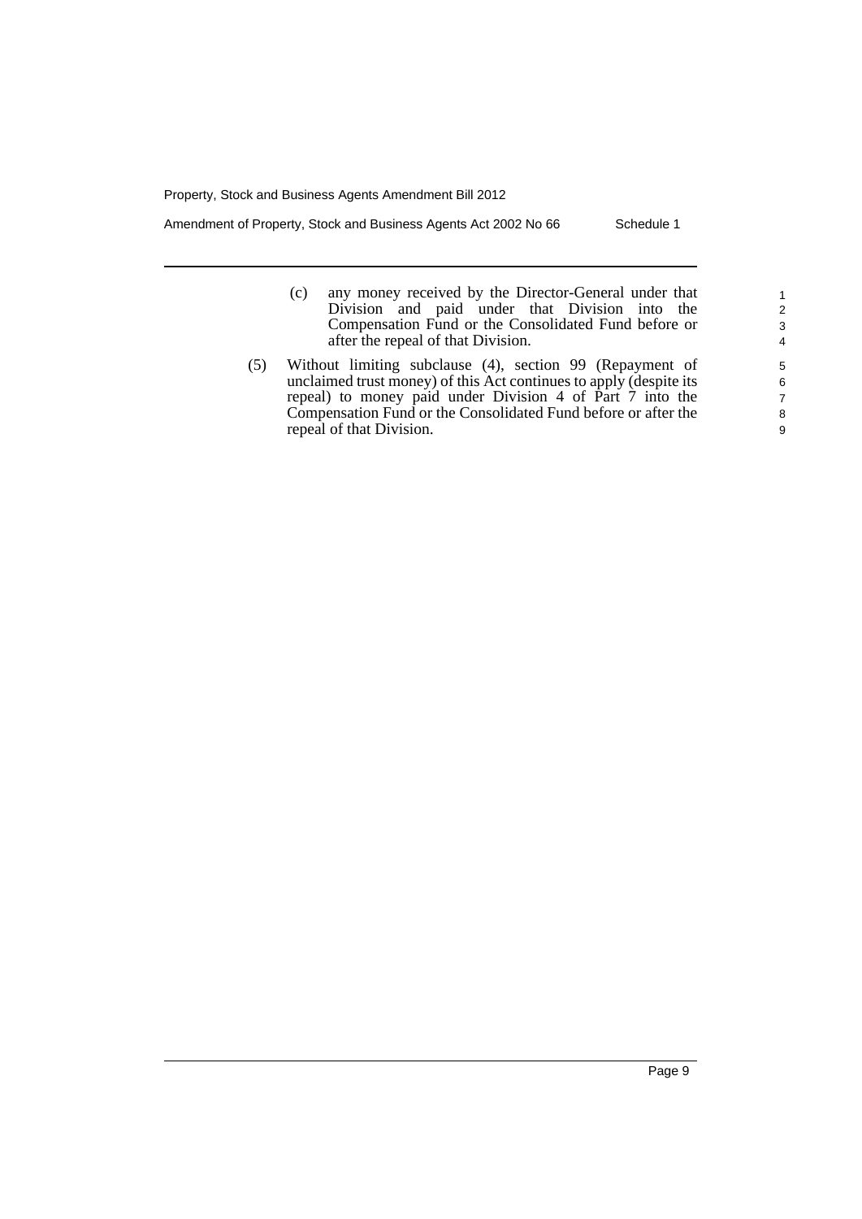(c) any money received by the Director-General under that Division and paid under that Division into the Compensation Fund or the Consolidated Fund before or after the repeal of that Division.

(5) Without limiting subclause (4), section 99 (Repayment of unclaimed trust money) of this Act continues to apply (despite its repeal) to money paid under Division 4 of Part 7 into the Compensation Fund or the Consolidated Fund before or after the repeal of that Division.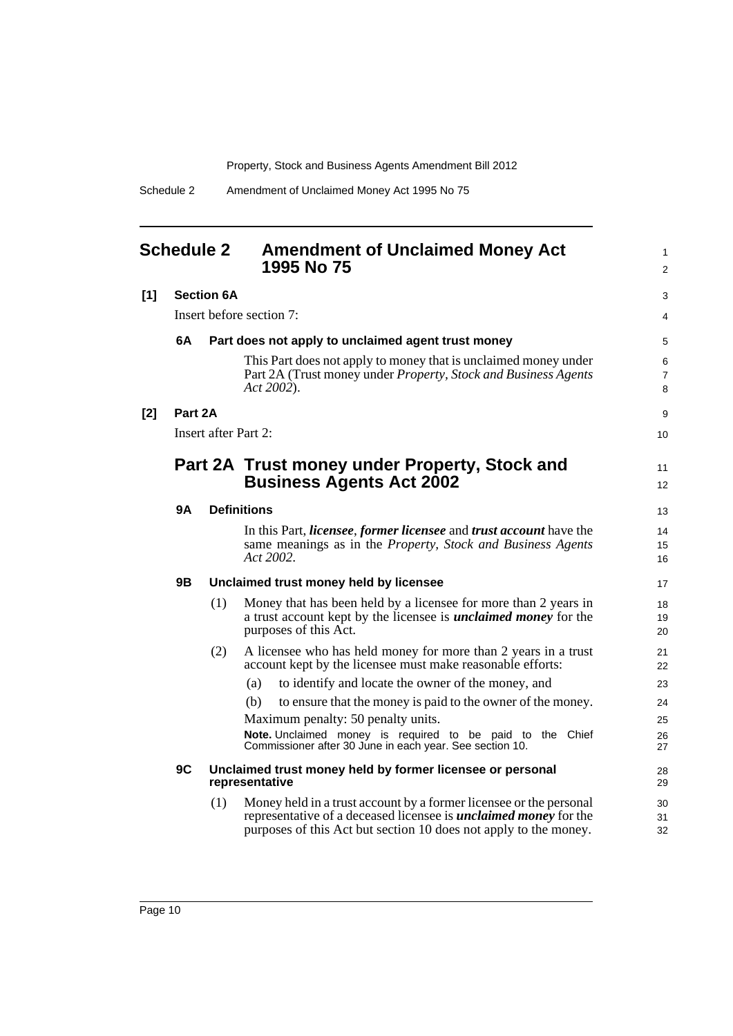# Schedule 2 Amendment of Unclaimed Money Act 1995 No 75

**[1] Section 6A**

Insert before section 7:

### 6A Part does not apply to unclaimed agent trust money

This Part does not apply to money that is unclaimed money under Part 2A (Trust money under *Property, Stock and Business Agents Act 2002*).

**[2] Part 2A**

Insert after Part 2:

## Part 2A Trust money under Property, Stock and Business Agents Act 2002

### 9A Definitions

In this Part, ***licensee***, ***former licensee*** and ***trust account*** have the same meanings as in the *Property, Stock and Business Agents Act 2002*.

### 9B Unclaimed trust money held by licensee

(1) Money that has been held by a licensee for more than 2 years in a trust account kept by the licensee is ***unclaimed money*** for the purposes of this Act.

(2) A licensee who has held money for more than 2 years in a trust account kept by the licensee must make reasonable efforts:

(a) to identify and locate the owner of the money, and

(b) to ensure that the money is paid to the owner of the money.

Maximum penalty: 50 penalty units.

**Note.** Unclaimed money is required to be paid to the Chief Commissioner after 30 June in each year. See section 10.

### 9C Unclaimed trust money held by former licensee or personal representative

(1) Money held in a trust account by a former licensee or the personal representative of a deceased licensee is ***unclaimed money*** for the purposes of this Act but section 10 does not apply to the money.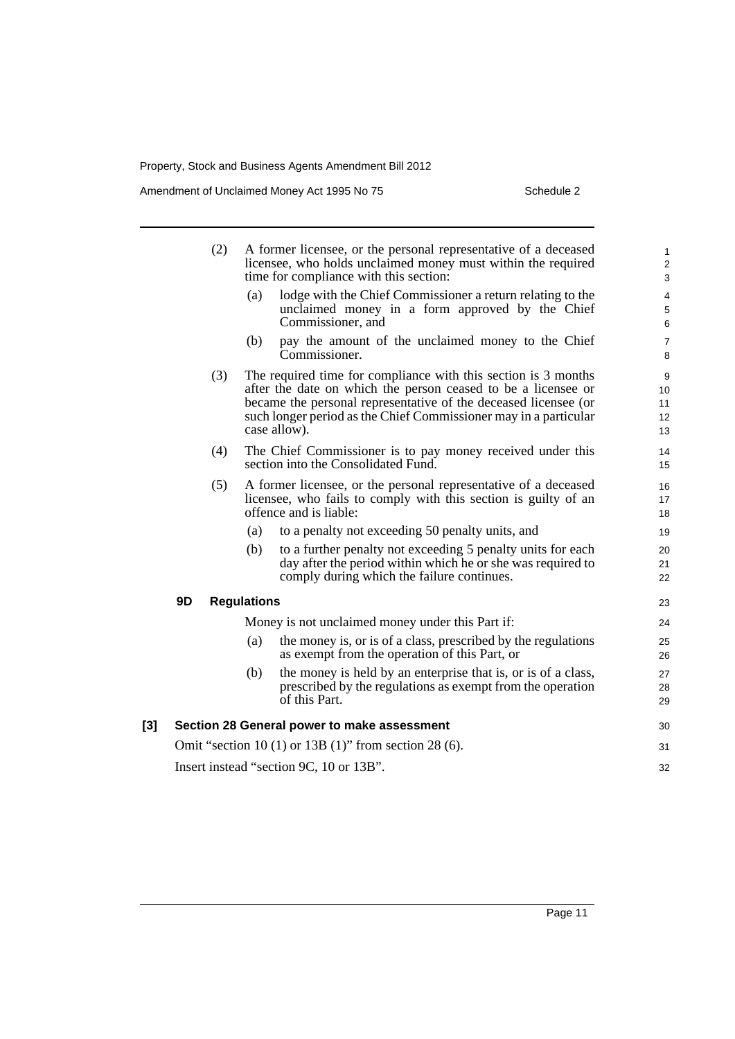(2) A former licensee, or the personal representative of a deceased licensee, who holds unclaimed money must within the required time for compliance with this section:

(a) lodge with the Chief Commissioner a return relating to the unclaimed money in a form approved by the Chief Commissioner, and

(b) pay the amount of the unclaimed money to the Chief Commissioner.

(3) The required time for compliance with this section is 3 months after the date on which the person ceased to be a licensee or became the personal representative of the deceased licensee (or such longer period as the Chief Commissioner may in a particular case allow).

(4) The Chief Commissioner is to pay money received under this section into the Consolidated Fund.

(5) A former licensee, or the personal representative of a deceased licensee, who fails to comply with this section is guilty of an offence and is liable:

(a) to a penalty not exceeding 50 penalty units, and

(b) to a further penalty not exceeding 5 penalty units for each day after the period within which he or she was required to comply during which the failure continues.

**9D Regulations**

Money is not unclaimed money under this Part if:

(a) the money is, or is of a class, prescribed by the regulations as exempt from the operation of this Part, or

(b) the money is held by an enterprise that is, or is of a class, prescribed by the regulations as exempt from the operation of this Part.

**[3] Section 28 General power to make assessment**

Omit "section 10 (1) or 13B (1)" from section 28 (6).

Insert instead "section 9C, 10 or 13B".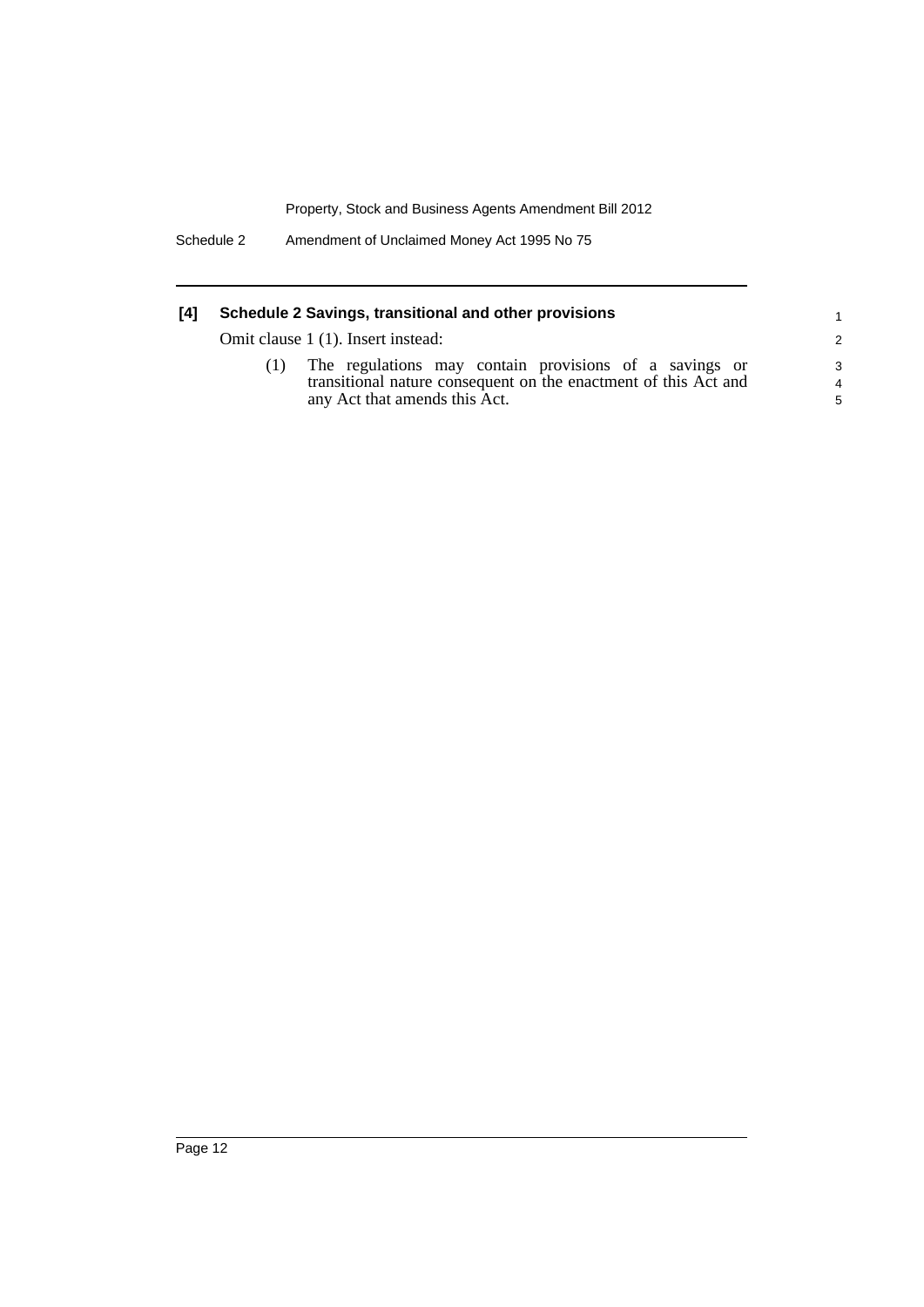**[4] Schedule 2 Savings, transitional and other provisions**

Omit clause 1 (1). Insert instead:

(1) The regulations may contain provisions of a savings or transitional nature consequent on the enactment of this Act and any Act that amends this Act.